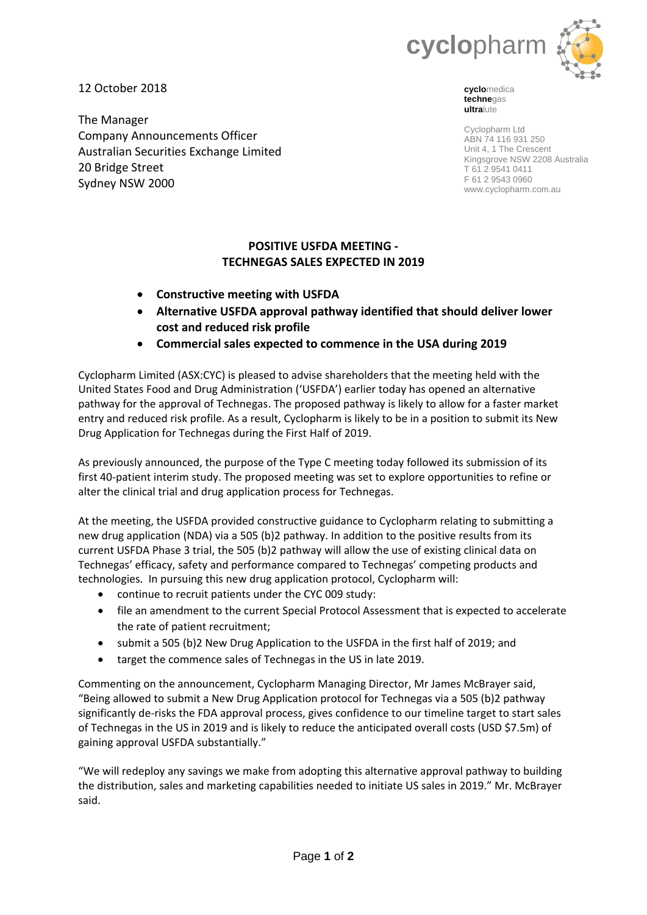12 October 2018

The Manager
Company Announcements Officer
Australian Securities Exchange Limited
20 Bridge Street
Sydney NSW 2000

**cyclo**medica
**techne**gas
**ultra**lute

Cyclopharm Ltd
ABN 74 116 931 250
Unit 4, 1 The Crescent
Kingsgrove NSW 2208 Australia
T 61 2 9541 0411
F 61 2 9543 0960
www.cyclopharm.com.au

## POSITIVE USFDA MEETING - TECHNEGAS SALES EXPECTED IN 2019

- **Constructive meeting with USFDA**
- **Alternative USFDA approval pathway identified that should deliver lower cost and reduced risk profile**
- **Commercial sales expected to commence in the USA during 2019**

Cyclopharm Limited (ASX:CYC) is pleased to advise shareholders that the meeting held with the United States Food and Drug Administration ('USFDA') earlier today has opened an alternative pathway for the approval of Technegas. The proposed pathway is likely to allow for a faster market entry and reduced risk profile. As a result, Cyclopharm is likely to be in a position to submit its New Drug Application for Technegas during the First Half of 2019.

As previously announced, the purpose of the Type C meeting today followed its submission of its first 40-patient interim study. The proposed meeting was set to explore opportunities to refine or alter the clinical trial and drug application process for Technegas.

At the meeting, the USFDA provided constructive guidance to Cyclopharm relating to submitting a new drug application (NDA) via a 505 (b)2 pathway. In addition to the positive results from its current USFDA Phase 3 trial, the 505 (b)2 pathway will allow the use of existing clinical data on Technegas' efficacy, safety and performance compared to Technegas' competing products and technologies. In pursuing this new drug application protocol, Cyclopharm will:

- continue to recruit patients under the CYC 009 study:
- file an amendment to the current Special Protocol Assessment that is expected to accelerate the rate of patient recruitment;
- submit a 505 (b)2 New Drug Application to the USFDA in the first half of 2019; and
- target the commence sales of Technegas in the US in late 2019.

Commenting on the announcement, Cyclopharm Managing Director, Mr James McBrayer said, "Being allowed to submit a New Drug Application protocol for Technegas via a 505 (b)2 pathway significantly de-risks the FDA approval process, gives confidence to our timeline target to start sales of Technegas in the US in 2019 and is likely to reduce the anticipated overall costs (USD $7.5m) of gaining approval USFDA substantially."

"We will redeploy any savings we make from adopting this alternative approval pathway to building the distribution, sales and marketing capabilities needed to initiate US sales in 2019." Mr. McBrayer said.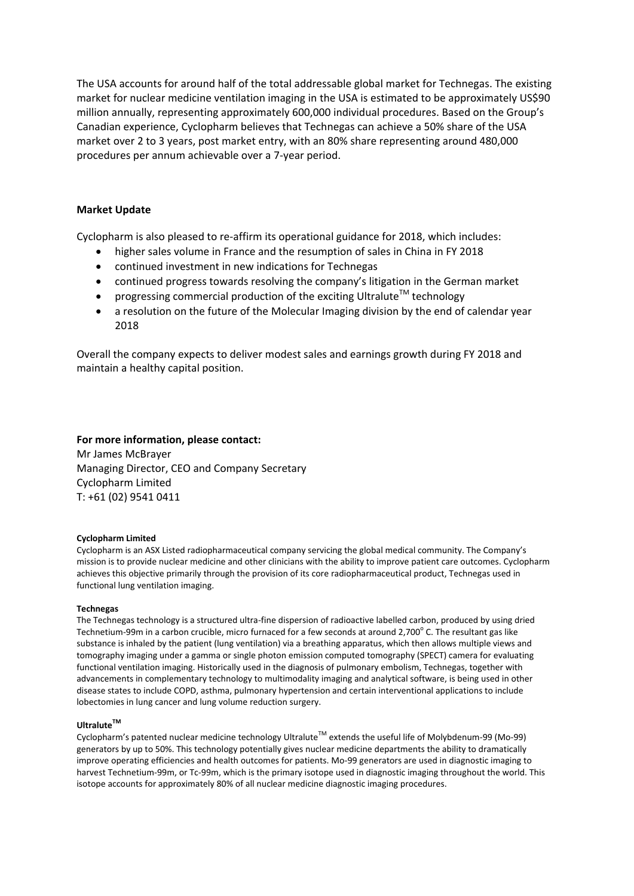The USA accounts for around half of the total addressable global market for Technegas. The existing market for nuclear medicine ventilation imaging in the USA is estimated to be approximately US$90 million annually, representing approximately 600,000 individual procedures. Based on the Group's Canadian experience, Cyclopharm believes that Technegas can achieve a 50% share of the USA market over 2 to 3 years, post market entry, with an 80% share representing around 480,000 procedures per annum achievable over a 7-year period.

**Market Update**

Cyclopharm is also pleased to re-affirm its operational guidance for 2018, which includes:

- higher sales volume in France and the resumption of sales in China in FY 2018
- continued investment in new indications for Technegas
- continued progress towards resolving the company's litigation in the German market
- progressing commercial production of the exciting Ultralute™ technology
- a resolution on the future of the Molecular Imaging division by the end of calendar year 2018

Overall the company expects to deliver modest sales and earnings growth during FY 2018 and maintain a healthy capital position.

**For more information, please contact:**
Mr James McBrayer
Managing Director, CEO and Company Secretary
Cyclopharm Limited
T: +61 (02) 9541 0411

**Cyclopharm Limited**
Cyclopharm is an ASX Listed radiopharmaceutical company servicing the global medical community. The Company's mission is to provide nuclear medicine and other clinicians with the ability to improve patient care outcomes. Cyclopharm achieves this objective primarily through the provision of its core radiopharmaceutical product, Technegas used in functional lung ventilation imaging.

**Technegas**
The Technegas technology is a structured ultra-fine dispersion of radioactive labelled carbon, produced by using dried Technetium-99m in a carbon crucible, micro furnaced for a few seconds at around 2,700$^{o}$ C. The resultant gas like substance is inhaled by the patient (lung ventilation) via a breathing apparatus, which then allows multiple views and tomography imaging under a gamma or single photon emission computed tomography (SPECT) camera for evaluating functional ventilation imaging. Historically used in the diagnosis of pulmonary embolism, Technegas, together with advancements in complementary technology to multimodality imaging and analytical software, is being used in other disease states to include COPD, asthma, pulmonary hypertension and certain interventional applications to include lobectomies in lung cancer and lung volume reduction surgery.

**Ultralute™**
Cyclopharm's patented nuclear medicine technology Ultralute™ extends the useful life of Molybdenum-99 (Mo-99) generators by up to 50%. This technology potentially gives nuclear medicine departments the ability to dramatically improve operating efficiencies and health outcomes for patients. Mo-99 generators are used in diagnostic imaging to harvest Technetium-99m, or Tc-99m, which is the primary isotope used in diagnostic imaging throughout the world. This isotope accounts for approximately 80% of all nuclear medicine diagnostic imaging procedures.